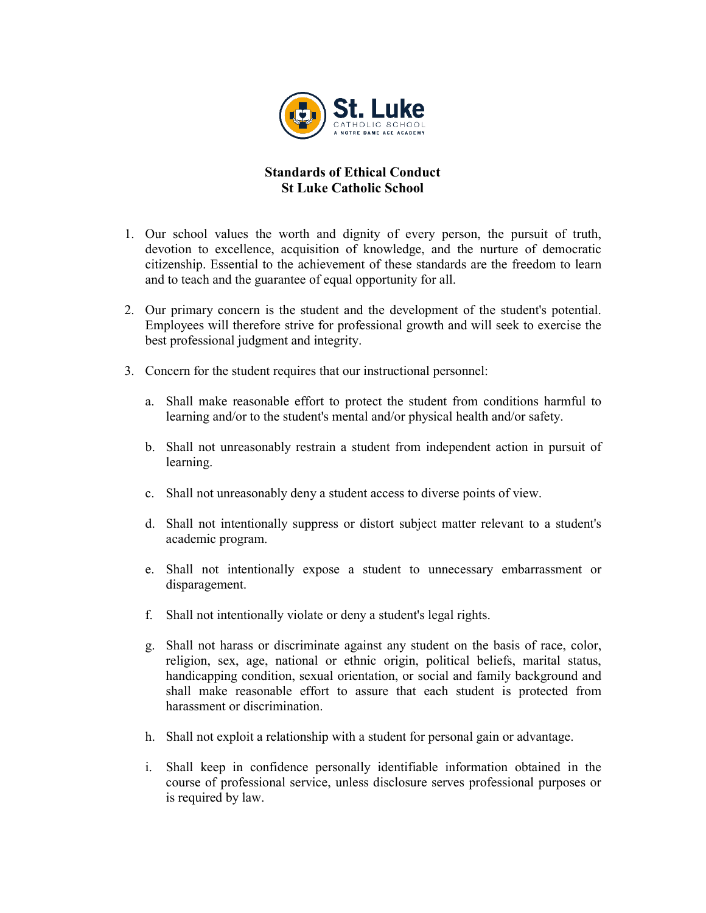St. Luke
CATHOLIC SCHOOL
A NOTRE DAME ACE ACADEMY

# Standards of Ethical Conduct
## St Luke Catholic School

1. Our school values the worth and dignity of every person, the pursuit of truth, devotion to excellence, acquisition of knowledge, and the nurture of democratic citizenship. Essential to the achievement of these standards are the freedom to learn and to teach and the guarantee of equal opportunity for all.

2. Our primary concern is the student and the development of the student's potential. Employees will therefore strive for professional growth and will seek to exercise the best professional judgment and integrity.

3. Concern for the student requires that our instructional personnel:

   a. Shall make reasonable effort to protect the student from conditions harmful to learning and/or to the student's mental and/or physical health and/or safety.

   b. Shall not unreasonably restrain a student from independent action in pursuit of learning.

   c. Shall not unreasonably deny a student access to diverse points of view.

   d. Shall not intentionally suppress or distort subject matter relevant to a student's academic program.

   e. Shall not intentionally expose a student to unnecessary embarrassment or disparagement.

   f. Shall not intentionally violate or deny a student's legal rights.

   g. Shall not harass or discriminate against any student on the basis of race, color, religion, sex, age, national or ethnic origin, political beliefs, marital status, handicapping condition, sexual orientation, or social and family background and shall make reasonable effort to assure that each student is protected from harassment or discrimination.

   h. Shall not exploit a relationship with a student for personal gain or advantage.

   i. Shall keep in confidence personally identifiable information obtained in the course of professional service, unless disclosure serves professional purposes or is required by law.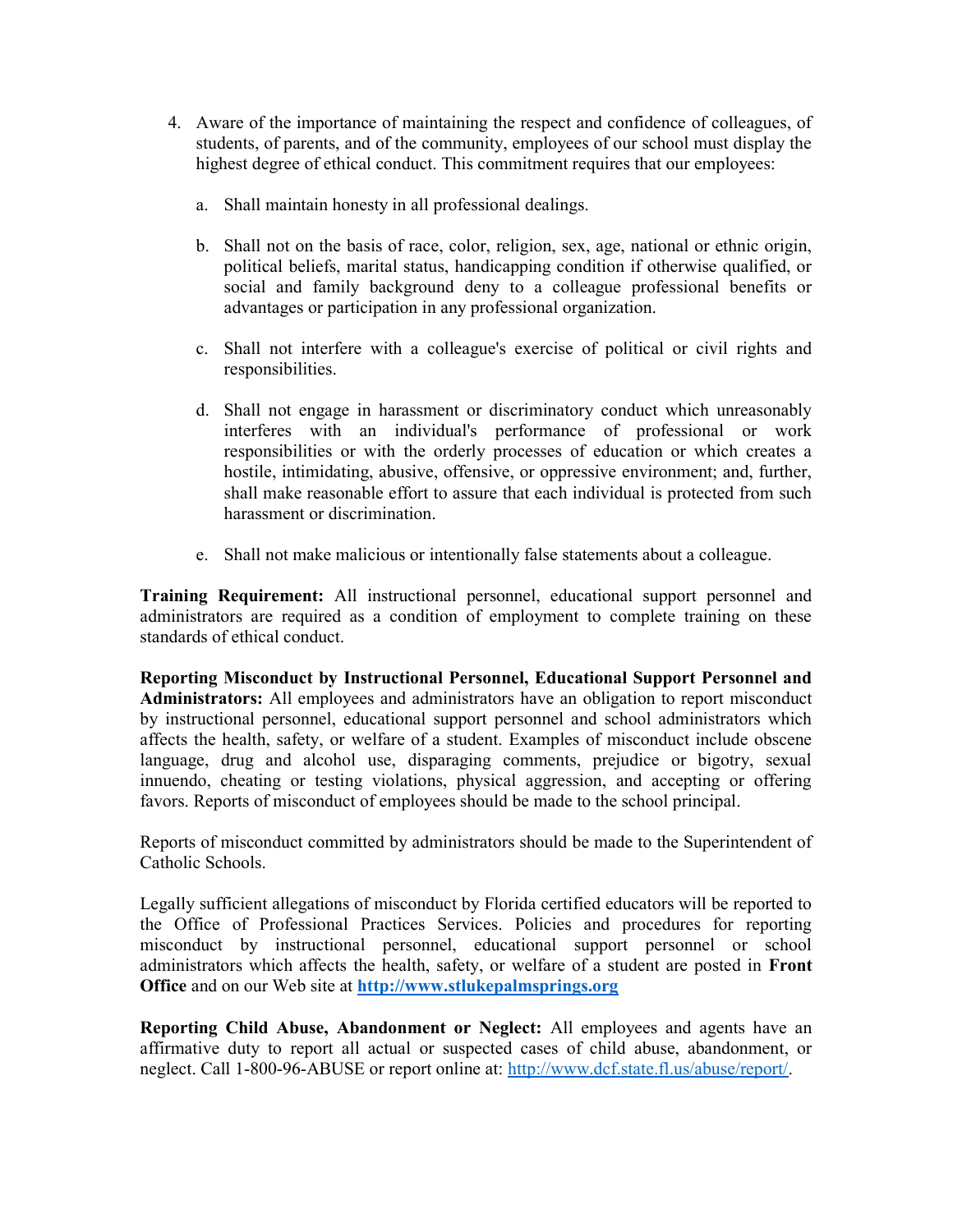4. Aware of the importance of maintaining the respect and confidence of colleagues, of students, of parents, and of the community, employees of our school must display the highest degree of ethical conduct. This commitment requires that our employees:

   a. Shall maintain honesty in all professional dealings.

   b. Shall not on the basis of race, color, religion, sex, age, national or ethnic origin, political beliefs, marital status, handicapping condition if otherwise qualified, or social and family background deny to a colleague professional benefits or advantages or participation in any professional organization.

   c. Shall not interfere with a colleague's exercise of political or civil rights and responsibilities.

   d. Shall not engage in harassment or discriminatory conduct which unreasonably interferes with an individual's performance of professional or work responsibilities or with the orderly processes of education or which creates a hostile, intimidating, abusive, offensive, or oppressive environment; and, further, shall make reasonable effort to assure that each individual is protected from such harassment or discrimination.

   e. Shall not make malicious or intentionally false statements about a colleague.

**Training Requirement:** All instructional personnel, educational support personnel and administrators are required as a condition of employment to complete training on these standards of ethical conduct.

**Reporting Misconduct by Instructional Personnel, Educational Support Personnel and Administrators:** All employees and administrators have an obligation to report misconduct by instructional personnel, educational support personnel and school administrators which affects the health, safety, or welfare of a student. Examples of misconduct include obscene language, drug and alcohol use, disparaging comments, prejudice or bigotry, sexual innuendo, cheating or testing violations, physical aggression, and accepting or offering favors. Reports of misconduct of employees should be made to the school principal.

Reports of misconduct committed by administrators should be made to the Superintendent of Catholic Schools.

Legally sufficient allegations of misconduct by Florida certified educators will be reported to the Office of Professional Practices Services. Policies and procedures for reporting misconduct by instructional personnel, educational support personnel or school administrators which affects the health, safety, or welfare of a student are posted in **Front Office** and on our Web site at **http://www.stlukepalmsprings.org**

**Reporting Child Abuse, Abandonment or Neglect:** All employees and agents have an affirmative duty to report all actual or suspected cases of child abuse, abandonment, or neglect. Call 1-800-96-ABUSE or report online at: http://www.dcf.state.fl.us/abuse/report/.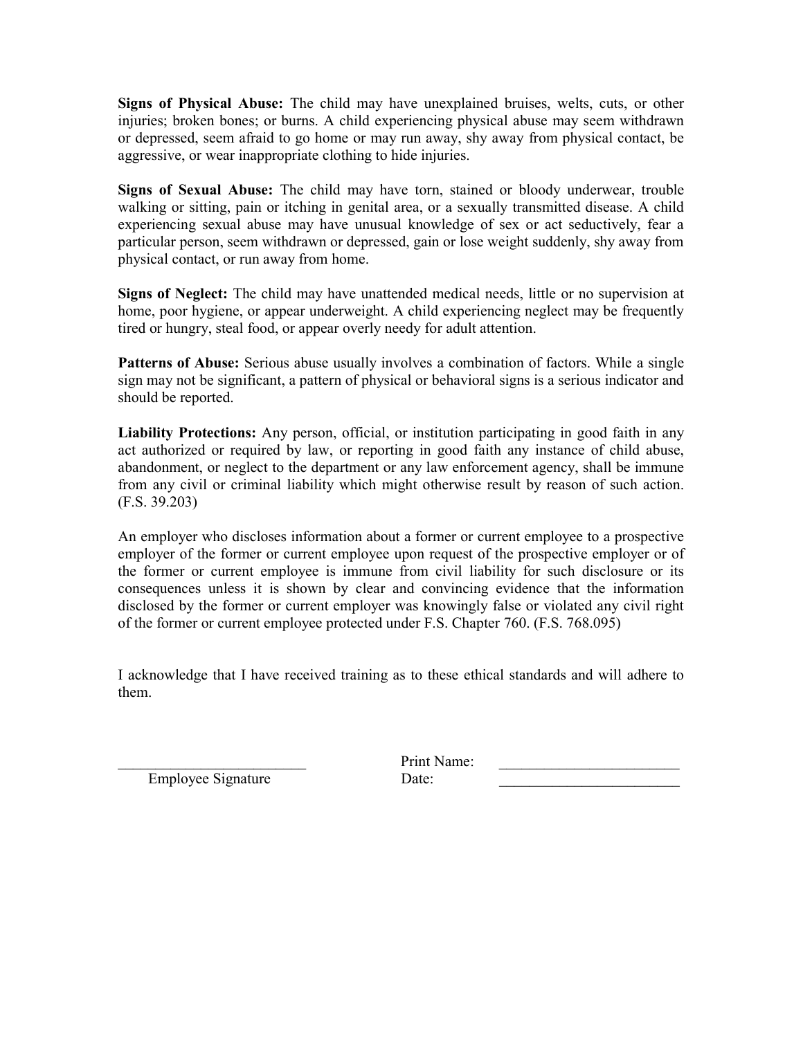**Signs of Physical Abuse:** The child may have unexplained bruises, welts, cuts, or other injuries; broken bones; or burns. A child experiencing physical abuse may seem withdrawn or depressed, seem afraid to go home or may run away, shy away from physical contact, be aggressive, or wear inappropriate clothing to hide injuries.

**Signs of Sexual Abuse:** The child may have torn, stained or bloody underwear, trouble walking or sitting, pain or itching in genital area, or a sexually transmitted disease. A child experiencing sexual abuse may have unusual knowledge of sex or act seductively, fear a particular person, seem withdrawn or depressed, gain or lose weight suddenly, shy away from physical contact, or run away from home.

**Signs of Neglect:** The child may have unattended medical needs, little or no supervision at home, poor hygiene, or appear underweight. A child experiencing neglect may be frequently tired or hungry, steal food, or appear overly needy for adult attention.

**Patterns of Abuse:** Serious abuse usually involves a combination of factors. While a single sign may not be significant, a pattern of physical or behavioral signs is a serious indicator and should be reported.

**Liability Protections:** Any person, official, or institution participating in good faith in any act authorized or required by law, or reporting in good faith any instance of child abuse, abandonment, or neglect to the department or any law enforcement agency, shall be immune from any civil or criminal liability which might otherwise result by reason of such action. (F.S. 39.203)

An employer who discloses information about a former or current employee to a prospective employer of the former or current employee upon request of the prospective employer or of the former or current employee is immune from civil liability for such disclosure or its consequences unless it is shown by clear and convincing evidence that the information disclosed by the former or current employer was knowingly false or violated any civil right of the former or current employee protected under F.S. Chapter 760. (F.S. 768.095)

I acknowledge that I have received training as to these ethical standards and will adhere to them.

_________________________ Print Name: ________________________

Employee Signature Date: ________________________